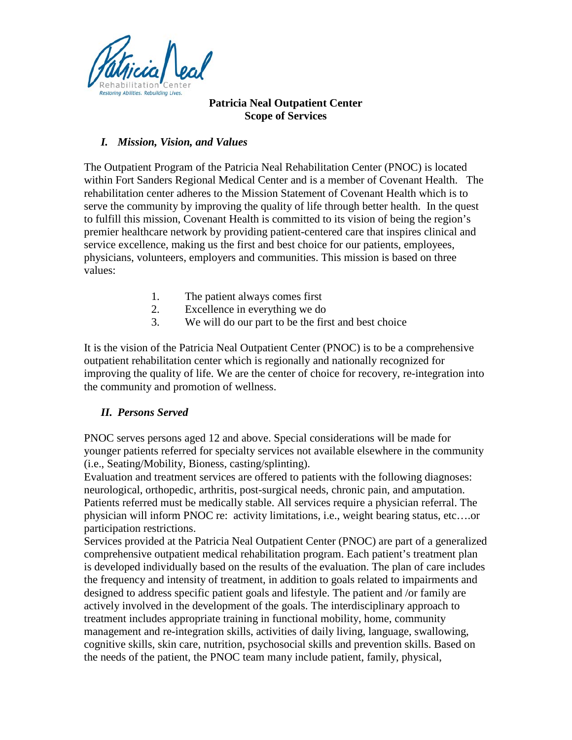# Patricia Neal Outpatient Center
## Scope of Services

### *I. Mission, Vision, and Values*

The Outpatient Program of the Patricia Neal Rehabilitation Center (PNOC) is located within Fort Sanders Regional Medical Center and is a member of Covenant Health. The rehabilitation center adheres to the Mission Statement of Covenant Health which is to serve the community by improving the quality of life through better health. In the quest to fulfill this mission, Covenant Health is committed to its vision of being the region's premier healthcare network by providing patient-centered care that inspires clinical and service excellence, making us the first and best choice for our patients, employees, physicians, volunteers, employers and communities. This mission is based on three values:

1. The patient always comes first
2. Excellence in everything we do
3. We will do our part to be the first and best choice

It is the vision of the Patricia Neal Outpatient Center (PNOC) is to be a comprehensive outpatient rehabilitation center which is regionally and nationally recognized for improving the quality of life. We are the center of choice for recovery, re-integration into the community and promotion of wellness.

### *II. Persons Served*

PNOC serves persons aged 12 and above. Special considerations will be made for younger patients referred for specialty services not available elsewhere in the community (i.e., Seating/Mobility, Bioness, casting/splinting).

Evaluation and treatment services are offered to patients with the following diagnoses: neurological, orthopedic, arthritis, post-surgical needs, chronic pain, and amputation. Patients referred must be medically stable. All services require a physician referral. The physician will inform PNOC re: activity limitations, i.e., weight bearing status, etc….or participation restrictions.

Services provided at the Patricia Neal Outpatient Center (PNOC) are part of a generalized comprehensive outpatient medical rehabilitation program. Each patient's treatment plan is developed individually based on the results of the evaluation. The plan of care includes the frequency and intensity of treatment, in addition to goals related to impairments and designed to address specific patient goals and lifestyle. The patient and /or family are actively involved in the development of the goals. The interdisciplinary approach to treatment includes appropriate training in functional mobility, home, community management and re-integration skills, activities of daily living, language, swallowing, cognitive skills, skin care, nutrition, psychosocial skills and prevention skills. Based on the needs of the patient, the PNOC team many include patient, family, physical,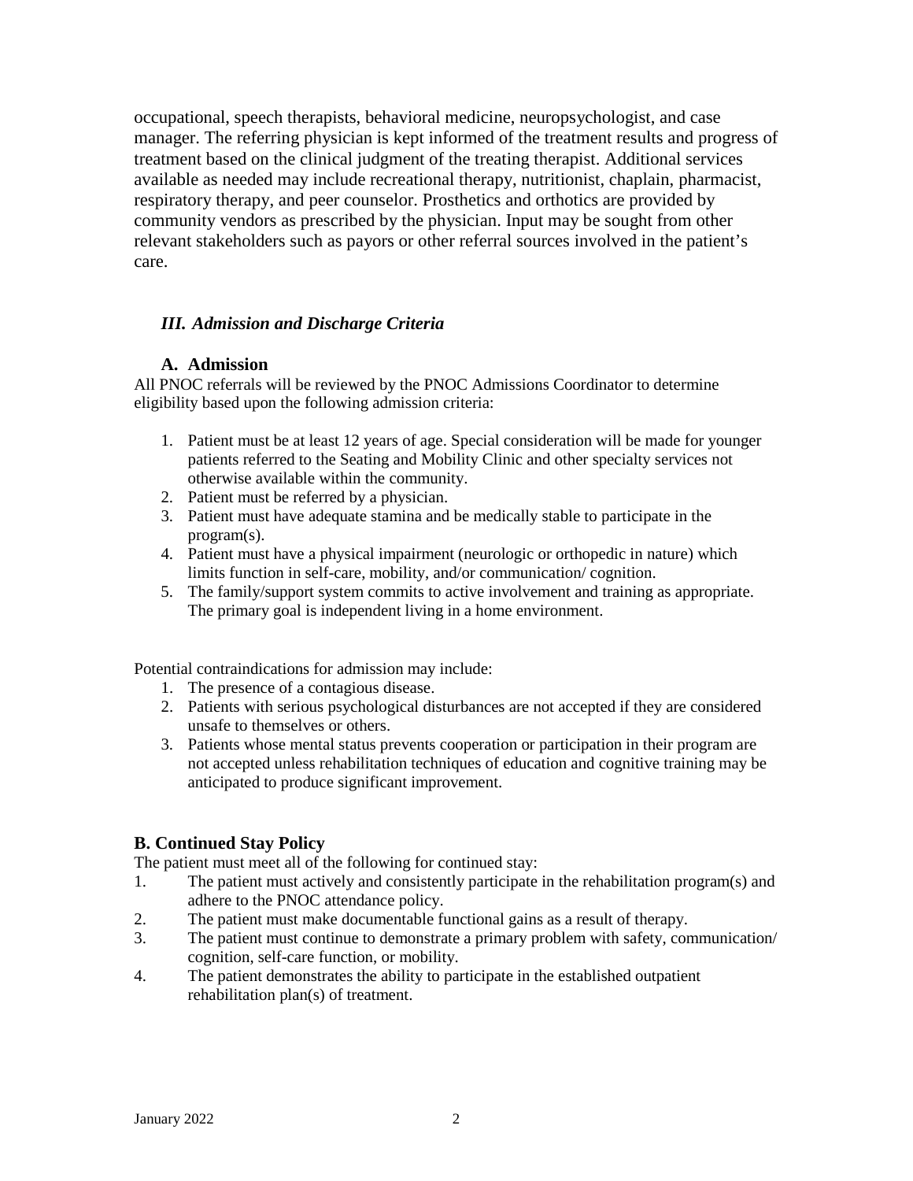occupational, speech therapists, behavioral medicine, neuropsychologist, and case manager. The referring physician is kept informed of the treatment results and progress of treatment based on the clinical judgment of the treating therapist. Additional services available as needed may include recreational therapy, nutritionist, chaplain, pharmacist, respiratory therapy, and peer counselor. Prosthetics and orthotics are provided by community vendors as prescribed by the physician. Input may be sought from other relevant stakeholders such as payors or other referral sources involved in the patient's care.

## *III. Admission and Discharge Criteria*

### A. Admission

All PNOC referrals will be reviewed by the PNOC Admissions Coordinator to determine eligibility based upon the following admission criteria:

1. Patient must be at least 12 years of age. Special consideration will be made for younger patients referred to the Seating and Mobility Clinic and other specialty services not otherwise available within the community.
2. Patient must be referred by a physician.
3. Patient must have adequate stamina and be medically stable to participate in the program(s).
4. Patient must have a physical impairment (neurologic or orthopedic in nature) which limits function in self-care, mobility, and/or communication/ cognition.
5. The family/support system commits to active involvement and training as appropriate. The primary goal is independent living in a home environment.

Potential contraindications for admission may include:

1. The presence of a contagious disease.
2. Patients with serious psychological disturbances are not accepted if they are considered unsafe to themselves or others.
3. Patients whose mental status prevents cooperation or participation in their program are not accepted unless rehabilitation techniques of education and cognitive training may be anticipated to produce significant improvement.

### B. Continued Stay Policy

The patient must meet all of the following for continued stay:

1. The patient must actively and consistently participate in the rehabilitation program(s) and adhere to the PNOC attendance policy.
2. The patient must make documentable functional gains as a result of therapy.
3. The patient must continue to demonstrate a primary problem with safety, communication/ cognition, self-care function, or mobility.
4. The patient demonstrates the ability to participate in the established outpatient rehabilitation plan(s) of treatment.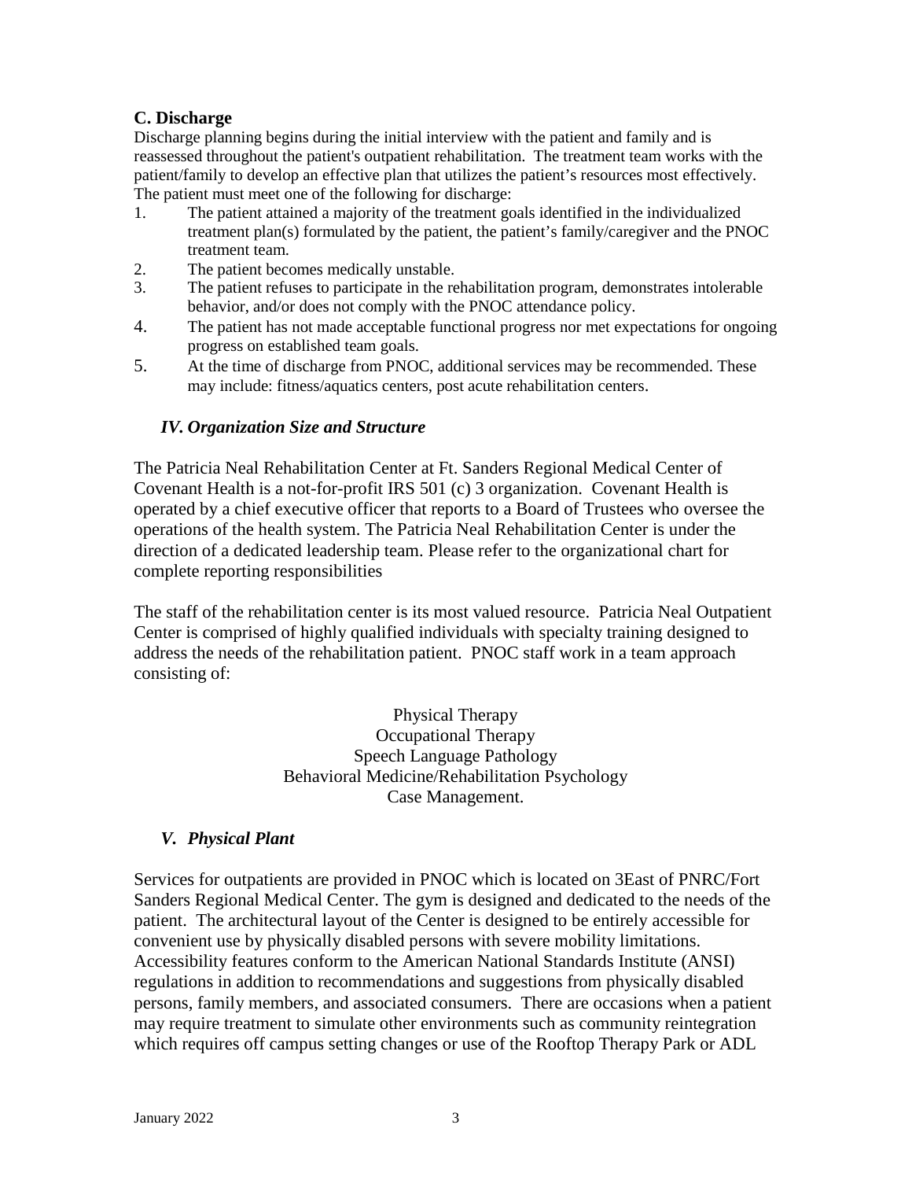### C. Discharge

Discharge planning begins during the initial interview with the patient and family and is reassessed throughout the patient's outpatient rehabilitation. The treatment team works with the patient/family to develop an effective plan that utilizes the patient's resources most effectively. The patient must meet one of the following for discharge:

1. The patient attained a majority of the treatment goals identified in the individualized treatment plan(s) formulated by the patient, the patient's family/caregiver and the PNOC treatment team.
2. The patient becomes medically unstable.
3. The patient refuses to participate in the rehabilitation program, demonstrates intolerable behavior, and/or does not comply with the PNOC attendance policy.
4. The patient has not made acceptable functional progress nor met expectations for ongoing progress on established team goals.
5. At the time of discharge from PNOC, additional services may be recommended. These may include: fitness/aquatics centers, post acute rehabilitation centers.

## *IV. Organization Size and Structure*

The Patricia Neal Rehabilitation Center at Ft. Sanders Regional Medical Center of Covenant Health is a not-for-profit IRS 501 (c) 3 organization. Covenant Health is operated by a chief executive officer that reports to a Board of Trustees who oversee the operations of the health system. The Patricia Neal Rehabilitation Center is under the direction of a dedicated leadership team. Please refer to the organizational chart for complete reporting responsibilities

The staff of the rehabilitation center is its most valued resource. Patricia Neal Outpatient Center is comprised of highly qualified individuals with specialty training designed to address the needs of the rehabilitation patient. PNOC staff work in a team approach consisting of:

Physical Therapy
Occupational Therapy
Speech Language Pathology
Behavioral Medicine/Rehabilitation Psychology
Case Management.

## *V. Physical Plant*

Services for outpatients are provided in PNOC which is located on 3East of PNRC/Fort Sanders Regional Medical Center. The gym is designed and dedicated to the needs of the patient. The architectural layout of the Center is designed to be entirely accessible for convenient use by physically disabled persons with severe mobility limitations. Accessibility features conform to the American National Standards Institute (ANSI) regulations in addition to recommendations and suggestions from physically disabled persons, family members, and associated consumers. There are occasions when a patient may require treatment to simulate other environments such as community reintegration which requires off campus setting changes or use of the Rooftop Therapy Park or ADL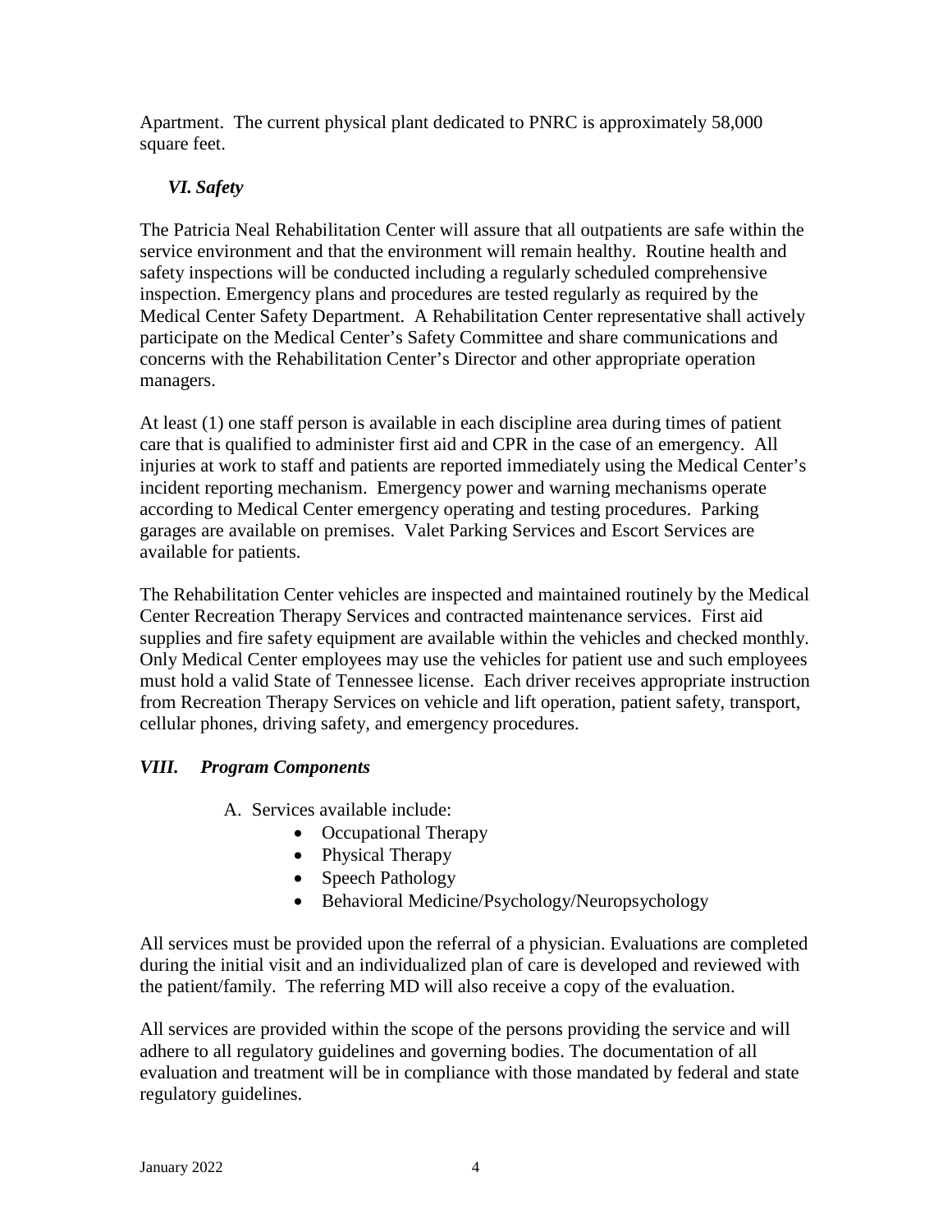Apartment. The current physical plant dedicated to PNRC is approximately 58,000 square feet.

### *VI. Safety*

The Patricia Neal Rehabilitation Center will assure that all outpatients are safe within the service environment and that the environment will remain healthy. Routine health and safety inspections will be conducted including a regularly scheduled comprehensive inspection. Emergency plans and procedures are tested regularly as required by the Medical Center Safety Department. A Rehabilitation Center representative shall actively participate on the Medical Center's Safety Committee and share communications and concerns with the Rehabilitation Center's Director and other appropriate operation managers.

At least (1) one staff person is available in each discipline area during times of patient care that is qualified to administer first aid and CPR in the case of an emergency. All injuries at work to staff and patients are reported immediately using the Medical Center's incident reporting mechanism. Emergency power and warning mechanisms operate according to Medical Center emergency operating and testing procedures. Parking garages are available on premises. Valet Parking Services and Escort Services are available for patients.

The Rehabilitation Center vehicles are inspected and maintained routinely by the Medical Center Recreation Therapy Services and contracted maintenance services. First aid supplies and fire safety equipment are available within the vehicles and checked monthly. Only Medical Center employees may use the vehicles for patient use and such employees must hold a valid State of Tennessee license. Each driver receives appropriate instruction from Recreation Therapy Services on vehicle and lift operation, patient safety, transport, cellular phones, driving safety, and emergency procedures.

### *VIII. Program Components*

A. Services available include:
- Occupational Therapy
- Physical Therapy
- Speech Pathology
- Behavioral Medicine/Psychology/Neuropsychology

All services must be provided upon the referral of a physician. Evaluations are completed during the initial visit and an individualized plan of care is developed and reviewed with the patient/family. The referring MD will also receive a copy of the evaluation.

All services are provided within the scope of the persons providing the service and will adhere to all regulatory guidelines and governing bodies. The documentation of all evaluation and treatment will be in compliance with those mandated by federal and state regulatory guidelines.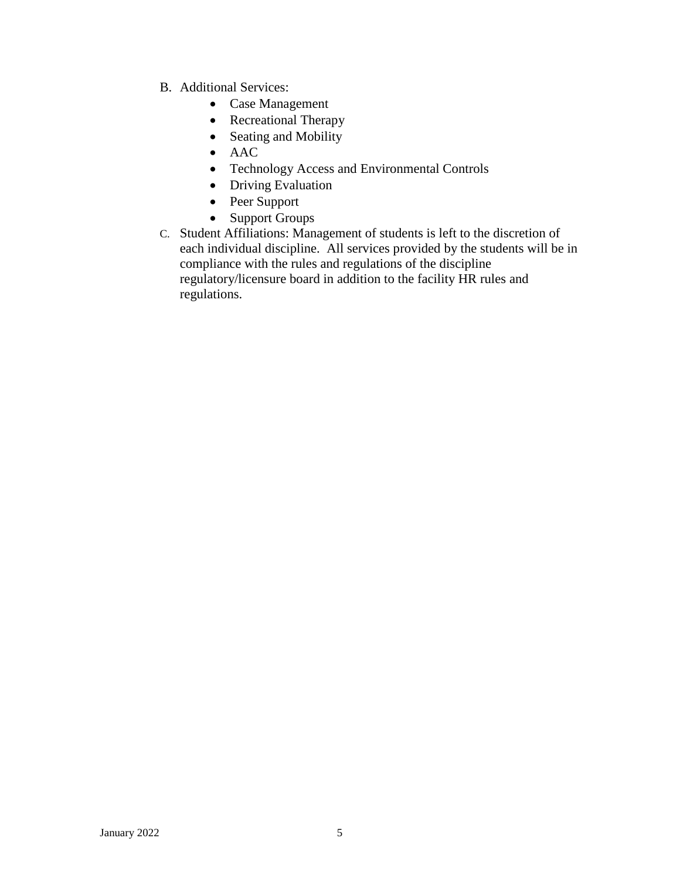B. Additional Services:
   - Case Management
   - Recreational Therapy
   - Seating and Mobility
   - AAC
   - Technology Access and Environmental Controls
   - Driving Evaluation
   - Peer Support
   - Support Groups

C. Student Affiliations: Management of students is left to the discretion of each individual discipline. All services provided by the students will be in compliance with the rules and regulations of the discipline regulatory/licensure board in addition to the facility HR rules and regulations.